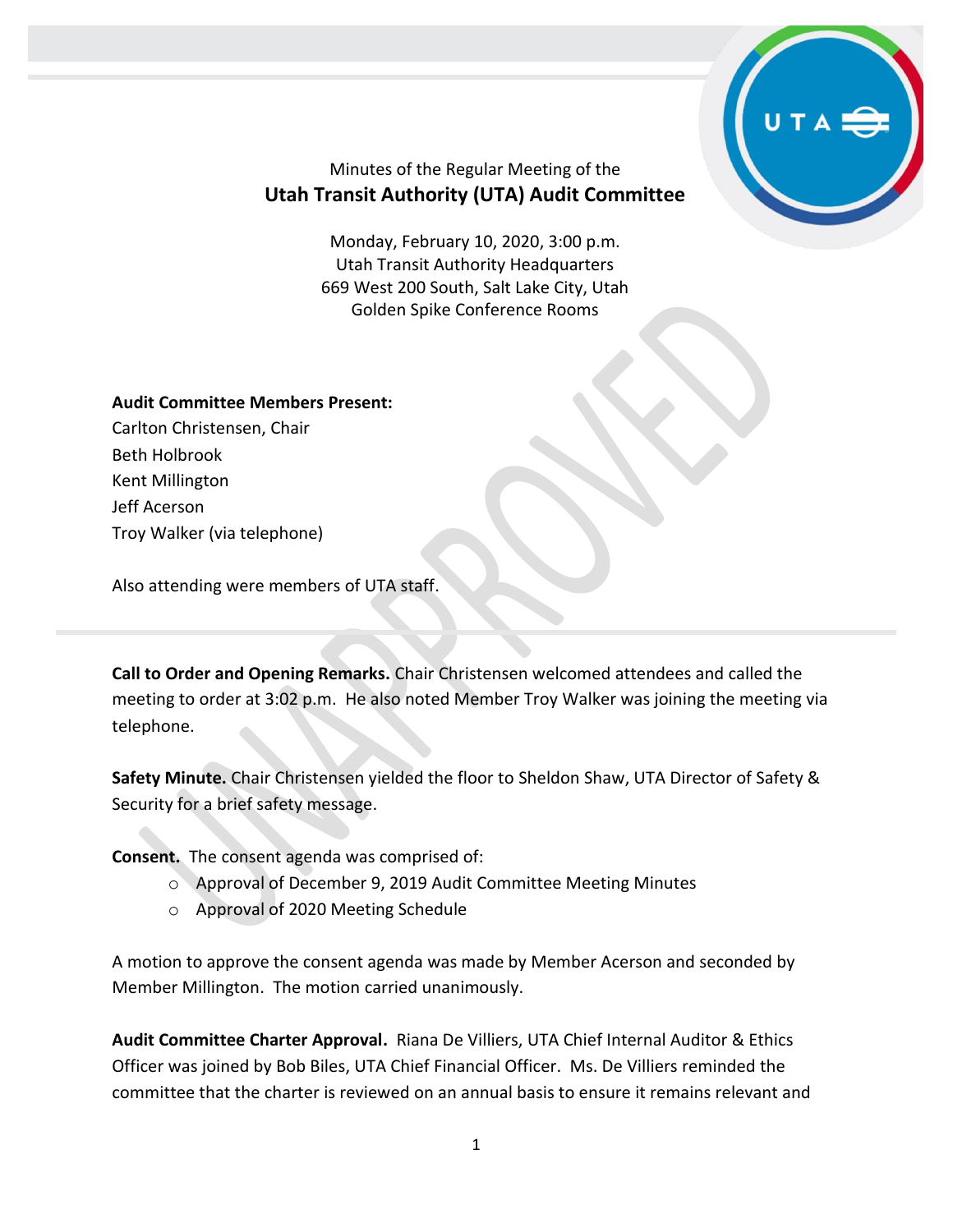Minutes of the Regular Meeting of the

# Utah Transit Authority (UTA) Audit Committee

Monday, February 10, 2020, 3:00 p.m.
Utah Transit Authority Headquarters
669 West 200 South, Salt Lake City, Utah
Golden Spike Conference Rooms

**Audit Committee Members Present:**
Carlton Christensen, Chair
Beth Holbrook
Kent Millington
Jeff Acerson
Troy Walker (via telephone)

Also attending were members of UTA staff.

---

**Call to Order and Opening Remarks.** Chair Christensen welcomed attendees and called the meeting to order at 3:02 p.m. He also noted Member Troy Walker was joining the meeting via telephone.

**Safety Minute.** Chair Christensen yielded the floor to Sheldon Shaw, UTA Director of Safety & Security for a brief safety message.

**Consent.** The consent agenda was comprised of:

- Approval of December 9, 2019 Audit Committee Meeting Minutes
- Approval of 2020 Meeting Schedule

A motion to approve the consent agenda was made by Member Acerson and seconded by Member Millington. The motion carried unanimously.

**Audit Committee Charter Approval.** Riana De Villiers, UTA Chief Internal Auditor & Ethics Officer was joined by Bob Biles, UTA Chief Financial Officer. Ms. De Villiers reminded the committee that the charter is reviewed on an annual basis to ensure it remains relevant and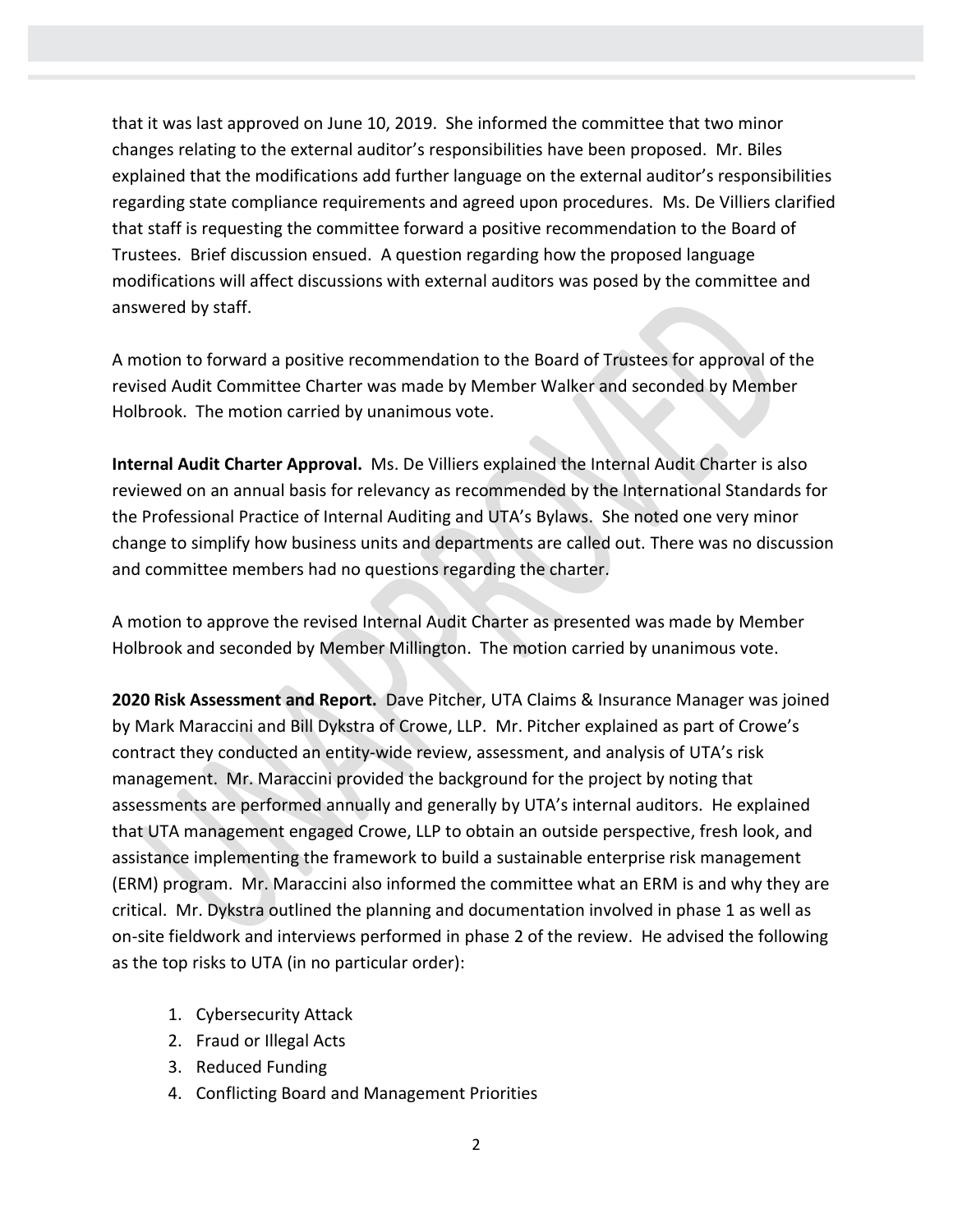that it was last approved on June 10, 2019. She informed the committee that two minor changes relating to the external auditor's responsibilities have been proposed. Mr. Biles explained that the modifications add further language on the external auditor's responsibilities regarding state compliance requirements and agreed upon procedures. Ms. De Villiers clarified that staff is requesting the committee forward a positive recommendation to the Board of Trustees. Brief discussion ensued. A question regarding how the proposed language modifications will affect discussions with external auditors was posed by the committee and answered by staff.

A motion to forward a positive recommendation to the Board of Trustees for approval of the revised Audit Committee Charter was made by Member Walker and seconded by Member Holbrook. The motion carried by unanimous vote.

**Internal Audit Charter Approval.** Ms. De Villiers explained the Internal Audit Charter is also reviewed on an annual basis for relevancy as recommended by the International Standards for the Professional Practice of Internal Auditing and UTA's Bylaws. She noted one very minor change to simplify how business units and departments are called out. There was no discussion and committee members had no questions regarding the charter.

A motion to approve the revised Internal Audit Charter as presented was made by Member Holbrook and seconded by Member Millington. The motion carried by unanimous vote.

**2020 Risk Assessment and Report.** Dave Pitcher, UTA Claims & Insurance Manager was joined by Mark Maraccini and Bill Dykstra of Crowe, LLP. Mr. Pitcher explained as part of Crowe's contract they conducted an entity-wide review, assessment, and analysis of UTA's risk management. Mr. Maraccini provided the background for the project by noting that assessments are performed annually and generally by UTA's internal auditors. He explained that UTA management engaged Crowe, LLP to obtain an outside perspective, fresh look, and assistance implementing the framework to build a sustainable enterprise risk management (ERM) program. Mr. Maraccini also informed the committee what an ERM is and why they are critical. Mr. Dykstra outlined the planning and documentation involved in phase 1 as well as on-site fieldwork and interviews performed in phase 2 of the review. He advised the following as the top risks to UTA (in no particular order):

1. Cybersecurity Attack
2. Fraud or Illegal Acts
3. Reduced Funding
4. Conflicting Board and Management Priorities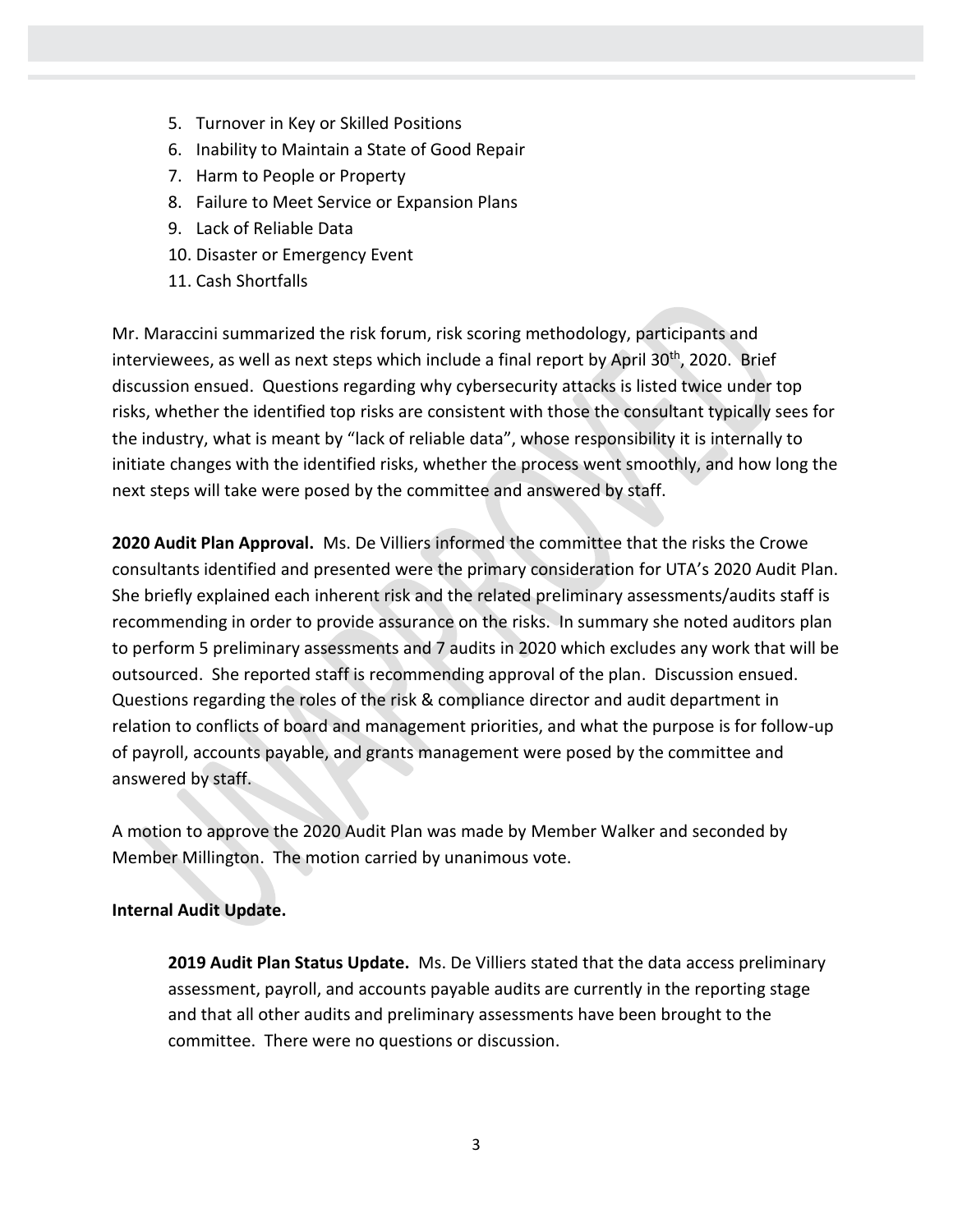5. Turnover in Key or Skilled Positions
6. Inability to Maintain a State of Good Repair
7. Harm to People or Property
8. Failure to Meet Service or Expansion Plans
9. Lack of Reliable Data
10. Disaster or Emergency Event
11. Cash Shortfalls

Mr. Maraccini summarized the risk forum, risk scoring methodology, participants and interviewees, as well as next steps which include a final report by April 30th, 2020. Brief discussion ensued. Questions regarding why cybersecurity attacks is listed twice under top risks, whether the identified top risks are consistent with those the consultant typically sees for the industry, what is meant by "lack of reliable data", whose responsibility it is internally to initiate changes with the identified risks, whether the process went smoothly, and how long the next steps will take were posed by the committee and answered by staff.

**2020 Audit Plan Approval.** Ms. De Villiers informed the committee that the risks the Crowe consultants identified and presented were the primary consideration for UTA's 2020 Audit Plan. She briefly explained each inherent risk and the related preliminary assessments/audits staff is recommending in order to provide assurance on the risks. In summary she noted auditors plan to perform 5 preliminary assessments and 7 audits in 2020 which excludes any work that will be outsourced. She reported staff is recommending approval of the plan. Discussion ensued. Questions regarding the roles of the risk & compliance director and audit department in relation to conflicts of board and management priorities, and what the purpose is for follow-up of payroll, accounts payable, and grants management were posed by the committee and answered by staff.

A motion to approve the 2020 Audit Plan was made by Member Walker and seconded by Member Millington. The motion carried by unanimous vote.

**Internal Audit Update.**

**2019 Audit Plan Status Update.** Ms. De Villiers stated that the data access preliminary assessment, payroll, and accounts payable audits are currently in the reporting stage and that all other audits and preliminary assessments have been brought to the committee. There were no questions or discussion.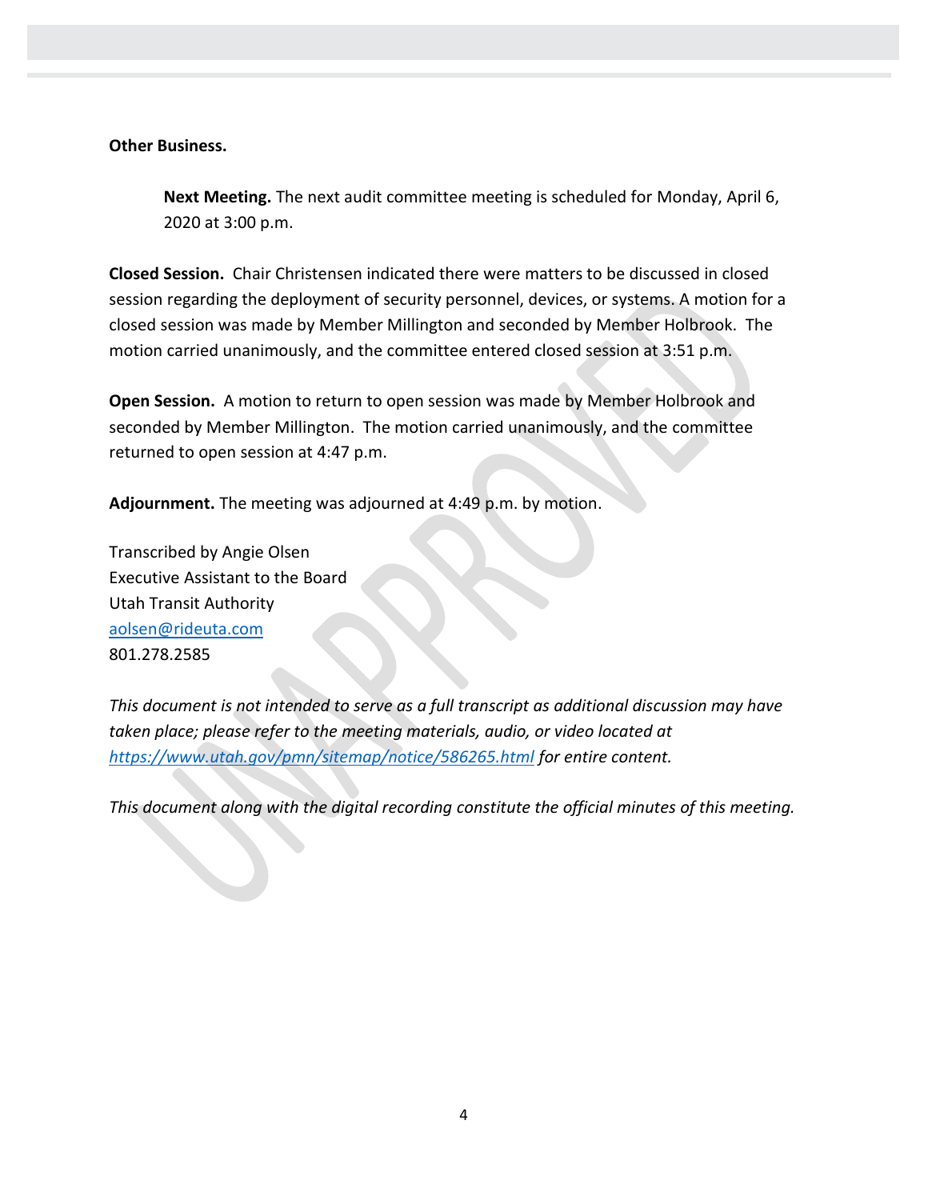**Other Business.**

> **Next Meeting.** The next audit committee meeting is scheduled for Monday, April 6, 2020 at 3:00 p.m.

**Closed Session.** Chair Christensen indicated there were matters to be discussed in closed session regarding the deployment of security personnel, devices, or systems. A motion for a closed session was made by Member Millington and seconded by Member Holbrook. The motion carried unanimously, and the committee entered closed session at 3:51 p.m.

**Open Session.** A motion to return to open session was made by Member Holbrook and seconded by Member Millington. The motion carried unanimously, and the committee returned to open session at 4:47 p.m.

**Adjournment.** The meeting was adjourned at 4:49 p.m. by motion.

Transcribed by Angie Olsen
Executive Assistant to the Board
Utah Transit Authority
aolsen@rideuta.com
801.278.2585

*This document is not intended to serve as a full transcript as additional discussion may have taken place; please refer to the meeting materials, audio, or video located at https://www.utah.gov/pmn/sitemap/notice/586265.html for entire content.*

*This document along with the digital recording constitute the official minutes of this meeting.*